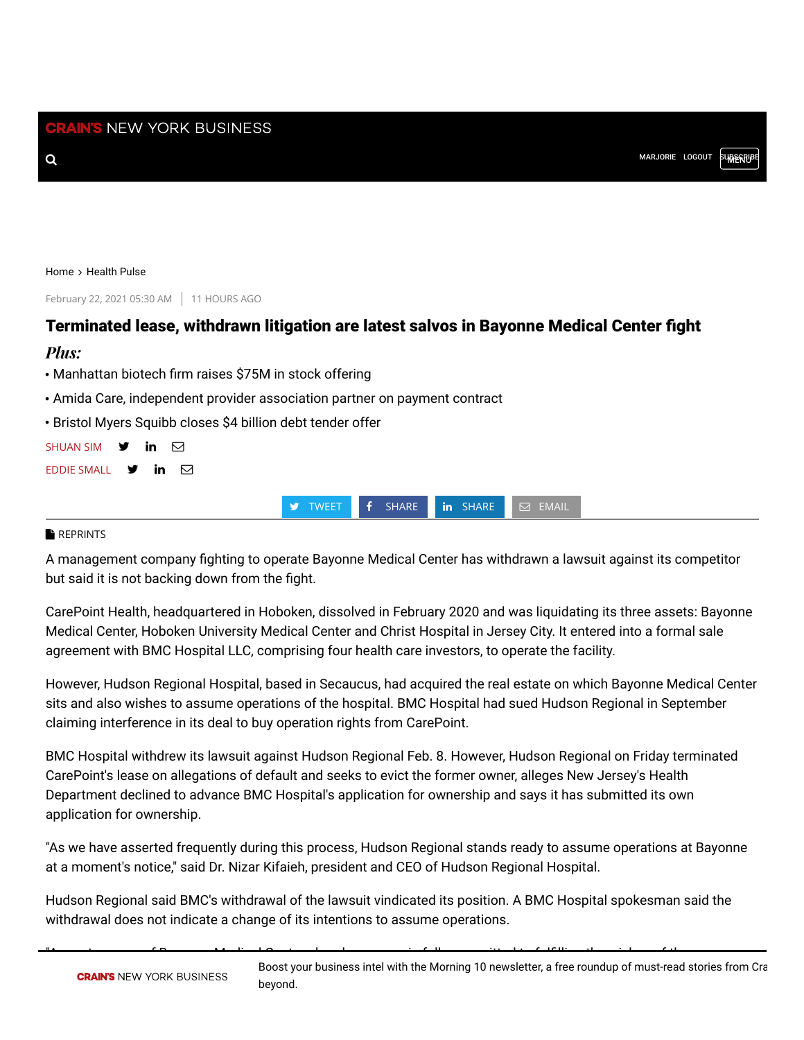Home > Health Pulse

February 22, 2021 05:30 AM | 11 HOURS AGO

# Terminated lease, withdrawn litigation are latest salvos in Bayonne Medical Center fight

***Plus:***

- Manhattan biotech firm raises $75M in stock offering
- Amida Care, independent provider association partner on payment contract
- Bristol Myers Squibb closes $4 billion debt tender offer

SHUAN SIM

EDDIE SMALL

A management company fighting to operate Bayonne Medical Center has withdrawn a lawsuit against its competitor but said it is not backing down from the fight.

CarePoint Health, headquartered in Hoboken, dissolved in February 2020 and was liquidating its three assets: Bayonne Medical Center, Hoboken University Medical Center and Christ Hospital in Jersey City. It entered into a formal sale agreement with BMC Hospital LLC, comprising four health care investors, to operate the facility.

However, Hudson Regional Hospital, based in Secaucus, had acquired the real estate on which Bayonne Medical Center sits and also wishes to assume operations of the hospital. BMC Hospital had sued Hudson Regional in September claiming interference in its deal to buy operation rights from CarePoint.

BMC Hospital withdrew its lawsuit against Hudson Regional Feb. 8. However, Hudson Regional on Friday terminated CarePoint's lease on allegations of default and seeks to evict the former owner, alleges New Jersey's Health Department declined to advance BMC Hospital's application for ownership and says it has submitted its own application for ownership.

"As we have asserted frequently during this process, Hudson Regional stands ready to assume operations at Bayonne at a moment's notice," said Dr. Nizar Kifaieh, president and CEO of Hudson Regional Hospital.

Hudson Regional said BMC's withdrawal of the lawsuit vindicated its position. A BMC Hospital spokesman said the withdrawal does not indicate a change of its intentions to assume operations.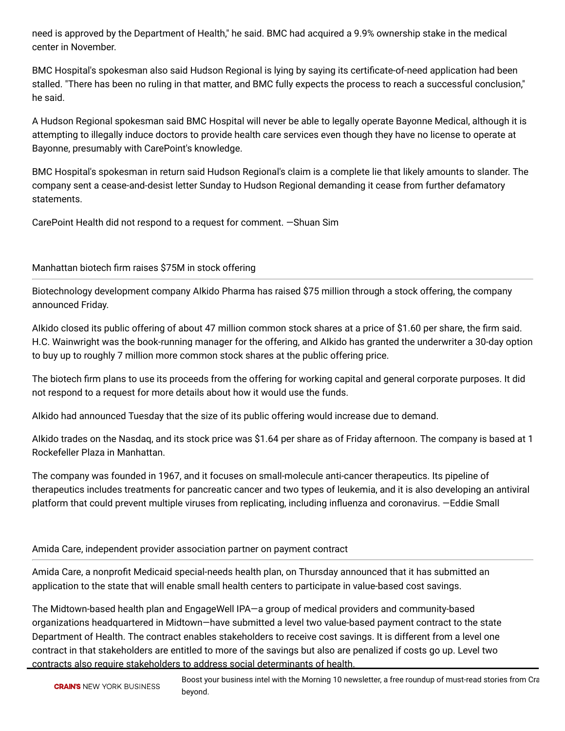need is approved by the Department of Health," he said. BMC had acquired a 9.9% ownership stake in the medical center in November.

BMC Hospital's spokesman also said Hudson Regional is lying by saying its certificate-of-need application had been stalled. "There has been no ruling in that matter, and BMC fully expects the process to reach a successful conclusion," he said.

A Hudson Regional spokesman said BMC Hospital will never be able to legally operate Bayonne Medical, although it is attempting to illegally induce doctors to provide health care services even though they have no license to operate at Bayonne, presumably with CarePoint's knowledge.

BMC Hospital's spokesman in return said Hudson Regional's claim is a complete lie that likely amounts to slander. The company sent a cease-and-desist letter Sunday to Hudson Regional demanding it cease from further defamatory statements.

CarePoint Health did not respond to a request for comment. —Shuan Sim

## Manhattan biotech firm raises $75M in stock offering

Biotechnology development company AIkido Pharma has raised $75 million through a stock offering, the company announced Friday.

AIkido closed its public offering of about 47 million common stock shares at a price of $1.60 per share, the firm said. H.C. Wainwright was the book-running manager for the offering, and AIkido has granted the underwriter a 30-day option to buy up to roughly 7 million more common stock shares at the public offering price.

The biotech firm plans to use its proceeds from the offering for working capital and general corporate purposes. It did not respond to a request for more details about how it would use the funds.

AIkido had announced Tuesday that the size of its public offering would increase due to demand.

AIkido trades on the Nasdaq, and its stock price was $1.64 per share as of Friday afternoon. The company is based at 1 Rockefeller Plaza in Manhattan.

The company was founded in 1967, and it focuses on small-molecule anti-cancer therapeutics. Its pipeline of therapeutics includes treatments for pancreatic cancer and two types of leukemia, and it is also developing an antiviral platform that could prevent multiple viruses from replicating, including influenza and coronavirus. —Eddie Small

## Amida Care, independent provider association partner on payment contract

Amida Care, a nonprofit Medicaid special-needs health plan, on Thursday announced that it has submitted an application to the state that will enable small health centers to participate in value-based cost savings.

The Midtown-based health plan and EngageWell IPA—a group of medical providers and community-based organizations headquartered in Midtown—have submitted a level two value-based payment contract to the state Department of Health. The contract enables stakeholders to receive cost savings. It is different from a level one contract in that stakeholders are entitled to more of the savings but also are penalized if costs go up. Level two contracts also require stakeholders to address social determinants of health.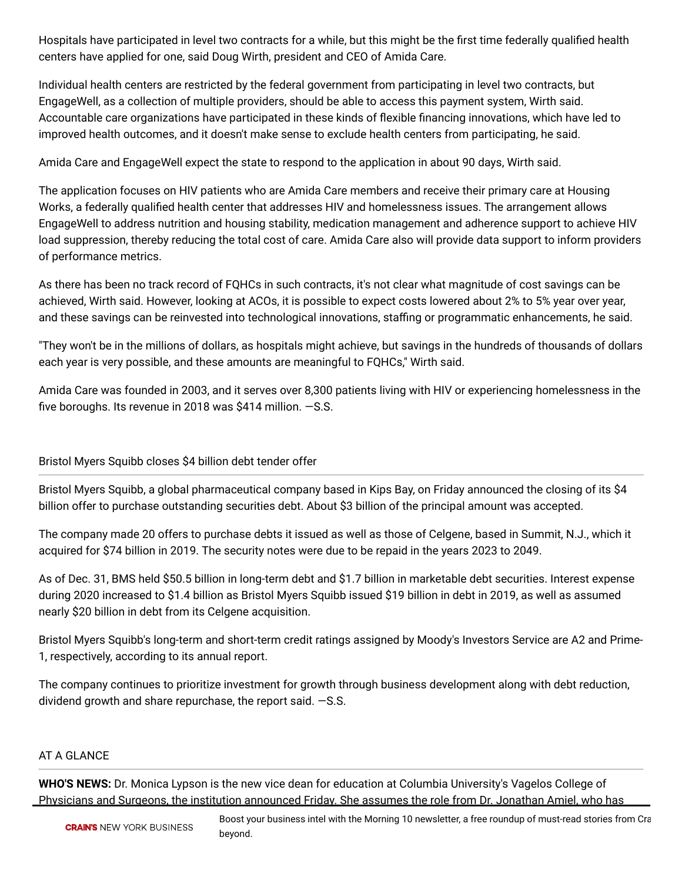Hospitals have participated in level two contracts for a while, but this might be the first time federally qualified health centers have applied for one, said Doug Wirth, president and CEO of Amida Care.

Individual health centers are restricted by the federal government from participating in level two contracts, but EngageWell, as a collection of multiple providers, should be able to access this payment system, Wirth said. Accountable care organizations have participated in these kinds of flexible financing innovations, which have led to improved health outcomes, and it doesn't make sense to exclude health centers from participating, he said.

Amida Care and EngageWell expect the state to respond to the application in about 90 days, Wirth said.

The application focuses on HIV patients who are Amida Care members and receive their primary care at Housing Works, a federally qualified health center that addresses HIV and homelessness issues. The arrangement allows EngageWell to address nutrition and housing stability, medication management and adherence support to achieve HIV load suppression, thereby reducing the total cost of care. Amida Care also will provide data support to inform providers of performance metrics.

As there has been no track record of FQHCs in such contracts, it's not clear what magnitude of cost savings can be achieved, Wirth said. However, looking at ACOs, it is possible to expect costs lowered about 2% to 5% year over year, and these savings can be reinvested into technological innovations, staffing or programmatic enhancements, he said.

"They won't be in the millions of dollars, as hospitals might achieve, but savings in the hundreds of thousands of dollars each year is very possible, and these amounts are meaningful to FQHCs," Wirth said.

Amida Care was founded in 2003, and it serves over 8,300 patients living with HIV or experiencing homelessness in the five boroughs. Its revenue in 2018 was $414 million. —S.S.

## Bristol Myers Squibb closes $4 billion debt tender offer

Bristol Myers Squibb, a global pharmaceutical company based in Kips Bay, on Friday announced the closing of its $4 billion offer to purchase outstanding securities debt. About $3 billion of the principal amount was accepted.

The company made 20 offers to purchase debts it issued as well as those of Celgene, based in Summit, N.J., which it acquired for $74 billion in 2019. The security notes were due to be repaid in the years 2023 to 2049.

As of Dec. 31, BMS held $50.5 billion in long-term debt and $1.7 billion in marketable debt securities. Interest expense during 2020 increased to $1.4 billion as Bristol Myers Squibb issued $19 billion in debt in 2019, as well as assumed nearly $20 billion in debt from its Celgene acquisition.

Bristol Myers Squibb's long-term and short-term credit ratings assigned by Moody's Investors Service are A2 and Prime-1, respectively, according to its annual report.

The company continues to prioritize investment for growth through business development along with debt reduction, dividend growth and share repurchase, the report said. —S.S.

## AT A GLANCE

**WHO'S NEWS:** Dr. Monica Lypson is the new vice dean for education at Columbia University's Vagelos College of Physicians and Surgeons, the institution announced Friday. She assumes the role from Dr. Jonathan Amiel, who has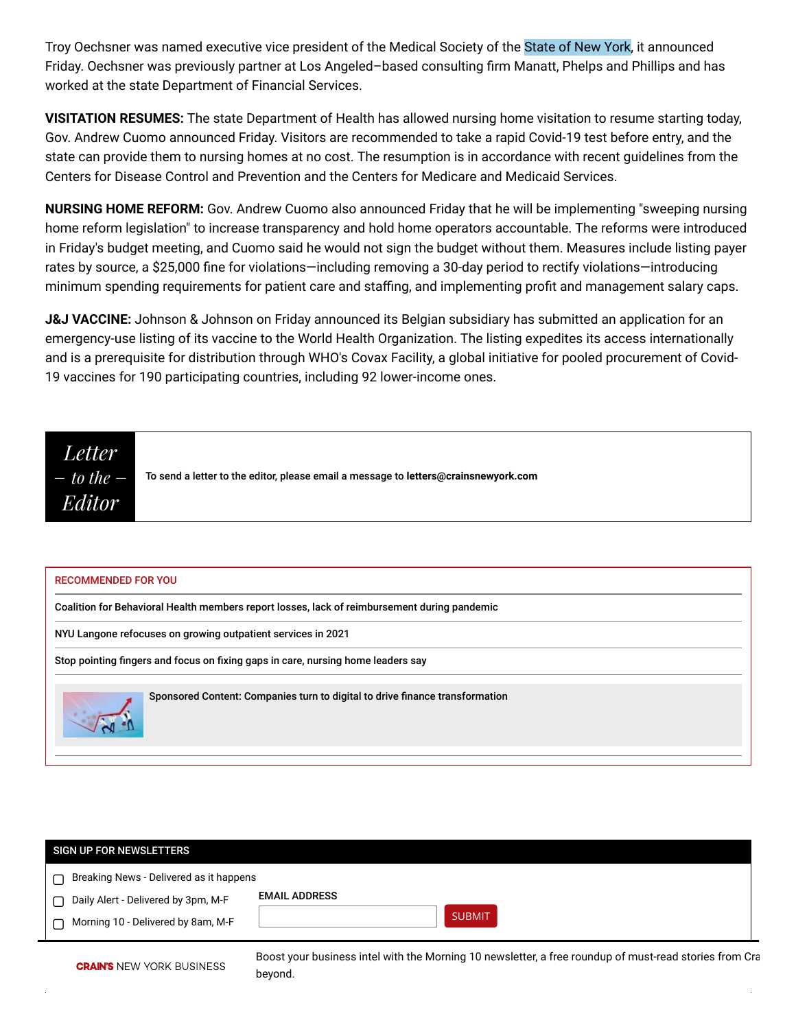Troy Oechsner was named executive vice president of the Medical Society of the State of New York, it announced Friday. Oechsner was previously partner at Los Angeled–based consulting firm Manatt, Phelps and Phillips and has worked at the state Department of Financial Services.

**VISITATION RESUMES:** The state Department of Health has allowed nursing home visitation to resume starting today, Gov. Andrew Cuomo announced Friday. Visitors are recommended to take a rapid Covid-19 test before entry, and the state can provide them to nursing homes at no cost. The resumption is in accordance with recent guidelines from the Centers for Disease Control and Prevention and the Centers for Medicare and Medicaid Services.

**NURSING HOME REFORM:** Gov. Andrew Cuomo also announced Friday that he will be implementing "sweeping nursing home reform legislation" to increase transparency and hold home operators accountable. The reforms were introduced in Friday's budget meeting, and Cuomo said he would not sign the budget without them. Measures include listing payer rates by source, a $25,000 fine for violations—including removing a 30-day period to rectify violations—introducing minimum spending requirements for patient care and staffing, and implementing profit and management salary caps.

**J&J VACCINE:** Johnson & Johnson on Friday announced its Belgian subsidiary has submitted an application for an emergency-use listing of its vaccine to the World Health Organization. The listing expedites its access internationally and is a prerequisite for distribution through WHO's Covax Facility, a global initiative for pooled procurement of Covid-19 vaccines for 190 participating countries, including 92 lower-income ones.

*Letter – to the – Editor*

To send a letter to the editor, please email a message to **letters@crainsnewyork.com**

RECOMMENDED FOR YOU

- Coalition for Behavioral Health members report losses, lack of reimbursement during pandemic
- NYU Langone refocuses on growing outpatient services in 2021
- Stop pointing fingers and focus on fixing gaps in care, nursing home leaders say
- Sponsored Content: Companies turn to digital to drive finance transformation

SIGN UP FOR NEWSLETTERS

- Breaking News - Delivered as it happens
- Daily Alert - Delivered by 3pm, M-F
- Morning 10 - Delivered by 8am, M-F

EMAIL ADDRESS

SUBMIT

CRAIN'S NEW YORK BUSINESS

Boost your business intel with the Morning 10 newsletter, a free roundup of must-read stories from Cra beyond.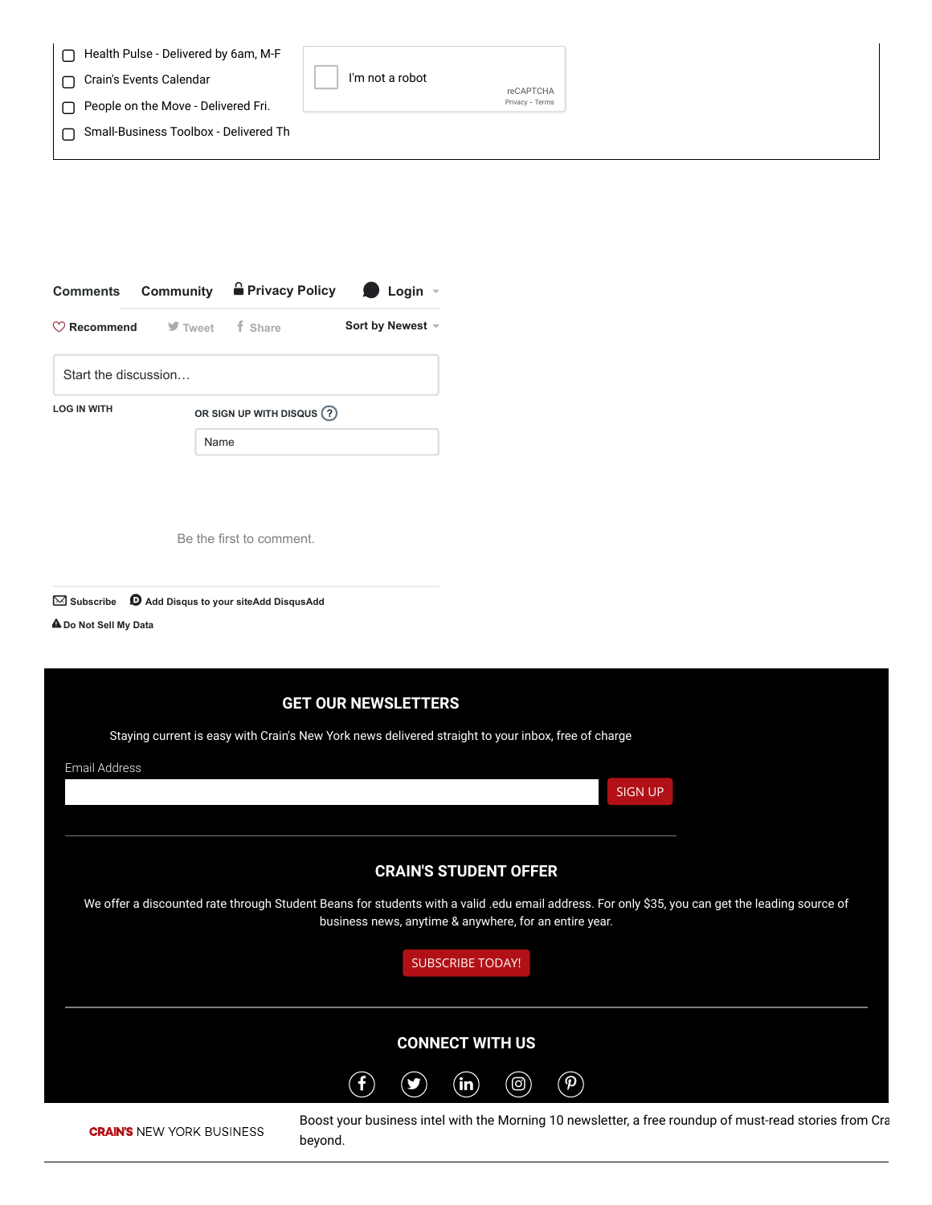- [ ] Health Pulse - Delivered by 6am, M-F
- [ ] Crain's Events Calendar
- [ ] People on the Move - Delivered Fri.
- [ ] Small-Business Toolbox - Delivered Th

I'm not a robot

reCAPTCHA
Privacy - Terms

Comments Community Privacy Policy Login

Recommend Tweet Share Sort by Newest

Start the discussion…

LOG IN WITH

OR SIGN UP WITH DISQUS ?

Name

Be the first to comment.

Subscribe Add Disqus to your siteAdd DisqusAdd

Do Not Sell My Data

## GET OUR NEWSLETTERS

Staying current is easy with Crain's New York news delivered straight to your inbox, free of charge

Email Address

SIGN UP

## CRAIN'S STUDENT OFFER

We offer a discounted rate through Student Beans for students with a valid .edu email address. For only $35, you can get the leading source of business news, anytime & anywhere, for an entire year.

SUBSCRIBE TODAY!

## CONNECT WITH US

**CRAIN'S** NEW YORK BUSINESS

Boost your business intel with the Morning 10 newsletter, a free roundup of must-read stories from Cra beyond.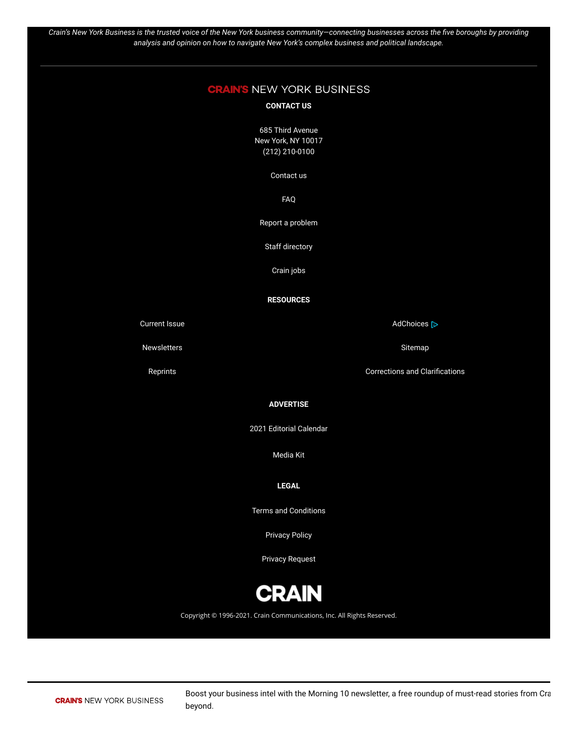*Crain's New York Business is the trusted voice of the New York business community—connecting businesses across the five boroughs by providing analysis and opinion on how to navigate New York's complex business and political landscape.*

---

CRAIN'S NEW YORK BUSINESS

**CONTACT US**

685 Third Avenue
New York, NY 10017
(212) 210-0100

Contact us

FAQ

Report a problem

Staff directory

Crain jobs

**RESOURCES**

Current Issue

Newsletters

Reprints

AdChoices

Sitemap

Corrections and Clarifications

**ADVERTISE**

2021 Editorial Calendar

Media Kit

**LEGAL**

Terms and Conditions

Privacy Policy

Privacy Request

CRAIN

Copyright © 1996-2021. Crain Communications, Inc. All Rights Reserved.

CRAIN'S NEW YORK BUSINESS

Boost your business intel with the Morning 10 newsletter, a free roundup of must-read stories from Cra beyond.